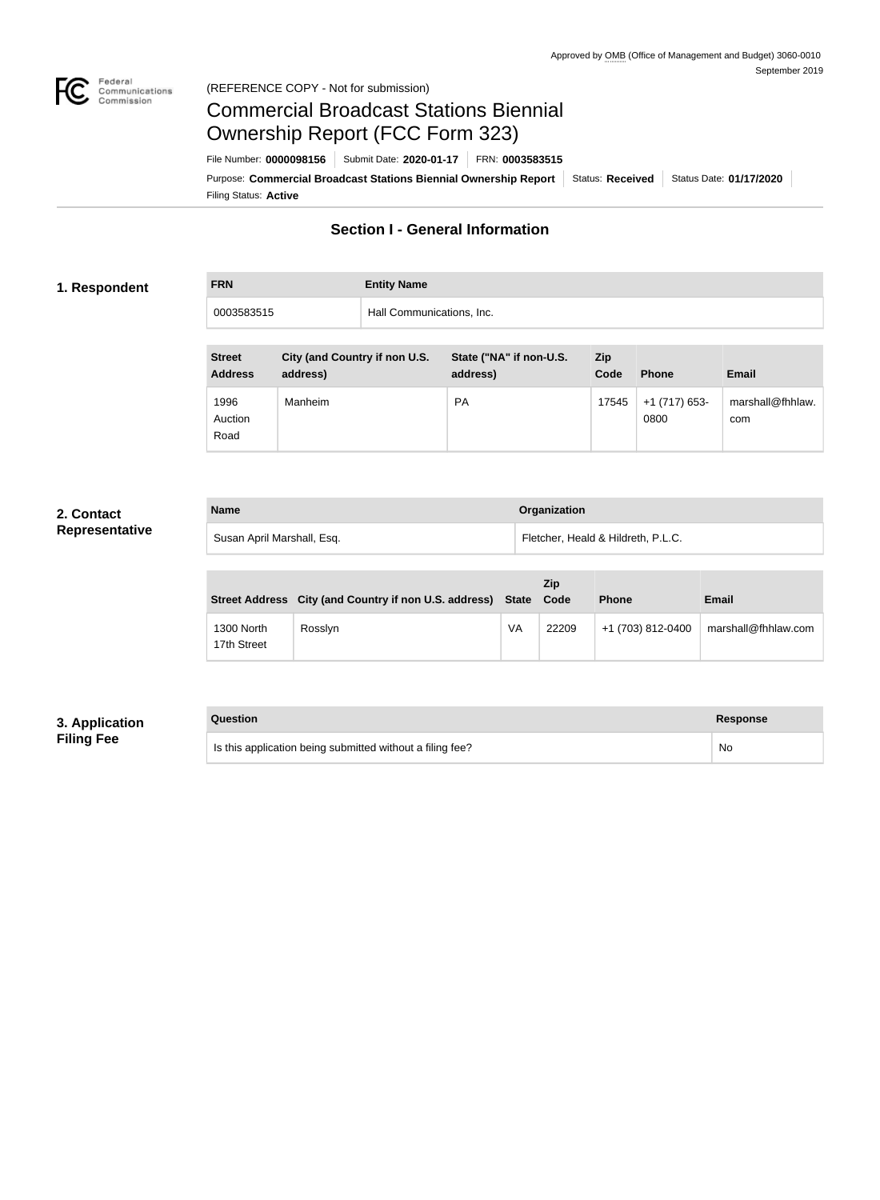Approved by OMB (Office of Management and Budget) 3060-0010
September 2019

(REFERENCE COPY - Not for submission)

# Commercial Broadcast Stations Biennial Ownership Report (FCC Form 323)

File Number: **0000098156** | Submit Date: **2020-01-17** | FRN: **0003583515**

Purpose: **Commercial Broadcast Stations Biennial Ownership Report** | Status: **Received** | Status Date: **01/17/2020**

Filing Status: **Active**

## Section I - General Information

### 1. Respondent

| FRN | Entity Name |
|---|---|
| 0003583515 | Hall Communications, Inc. |

| Street Address | City (and Country if non U.S. address) | State ("NA" if non-U.S. address) | Zip Code | Phone | Email |
|---|---|---|---|---|---|
| 1996 Auction Road | Manheim | PA | 17545 | +1 (717) 653-0800 | marshall@fhhlaw.com |

### 2. Contact Representative

| Name | Organization |
|---|---|
| Susan April Marshall, Esq. | Fletcher, Heald & Hildreth, P.L.C. |

| Street Address | City (and Country if non U.S. address) | State | Zip Code | Phone | Email |
|---|---|---|---|---|---|
| 1300 North 17th Street | Rosslyn | VA | 22209 | +1 (703) 812-0400 | marshall@fhhlaw.com |

### 3. Application Filing Fee

| Question | Response |
|---|---|
| Is this application being submitted without a filing fee? | No |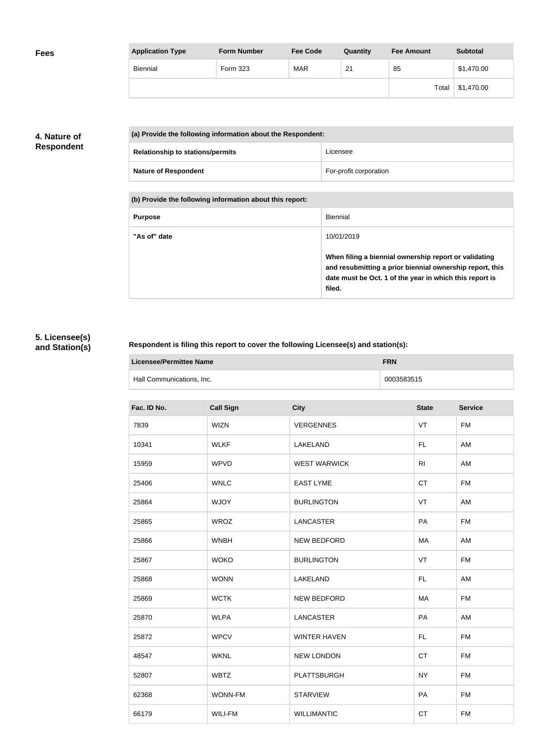## Fees

| Application Type | Form Number | Fee Code | Quantity | Fee Amount | Subtotal |
|---|---|---|---|---|---|
| Biennial | Form 323 | MAR | 21 | 85 | $1,470.00 |
| | | | | Total | $1,470.00 |

## 4. Nature of Respondent

| (a) Provide the following information about the Respondent: | |
|---|---|
| **Relationship to stations/permits** | Licensee |
| **Nature of Respondent** | For-profit corporation |

| (b) Provide the following information about this report: | |
|---|---|
| **Purpose** | Biennial |
| **"As of" date** | 10/01/2019<br>**When filing a biennial ownership report or validating and resubmitting a prior biennial ownership report, this date must be Oct. 1 of the year in which this report is filed.** |

## 5. Licensee(s) and Station(s)

**Respondent is filing this report to cover the following Licensee(s) and station(s):**

| Licensee/Permittee Name | FRN |
|---|---|
| Hall Communications, Inc. | 0003583515 |

| Fac. ID No. | Call Sign | City | State | Service |
|---|---|---|---|---|
| 7839 | WIZN | VERGENNES | VT | FM |
| 10341 | WLKF | LAKELAND | FL | AM |
| 15959 | WPVD | WEST WARWICK | RI | AM |
| 25406 | WNLC | EAST LYME | CT | FM |
| 25864 | WJOY | BURLINGTON | VT | AM |
| 25865 | WROZ | LANCASTER | PA | FM |
| 25866 | WNBH | NEW BEDFORD | MA | AM |
| 25867 | WOKO | BURLINGTON | VT | FM |
| 25868 | WONN | LAKELAND | FL | AM |
| 25869 | WCTK | NEW BEDFORD | MA | FM |
| 25870 | WLPA | LANCASTER | PA | AM |
| 25872 | WPCV | WINTER HAVEN | FL | FM |
| 48547 | WKNL | NEW LONDON | CT | FM |
| 52807 | WBTZ | PLATTSBURGH | NY | FM |
| 62368 | WONN-FM | STARVIEW | PA | FM |
| 66179 | WILI-FM | WILLIMANTIC | CT | FM |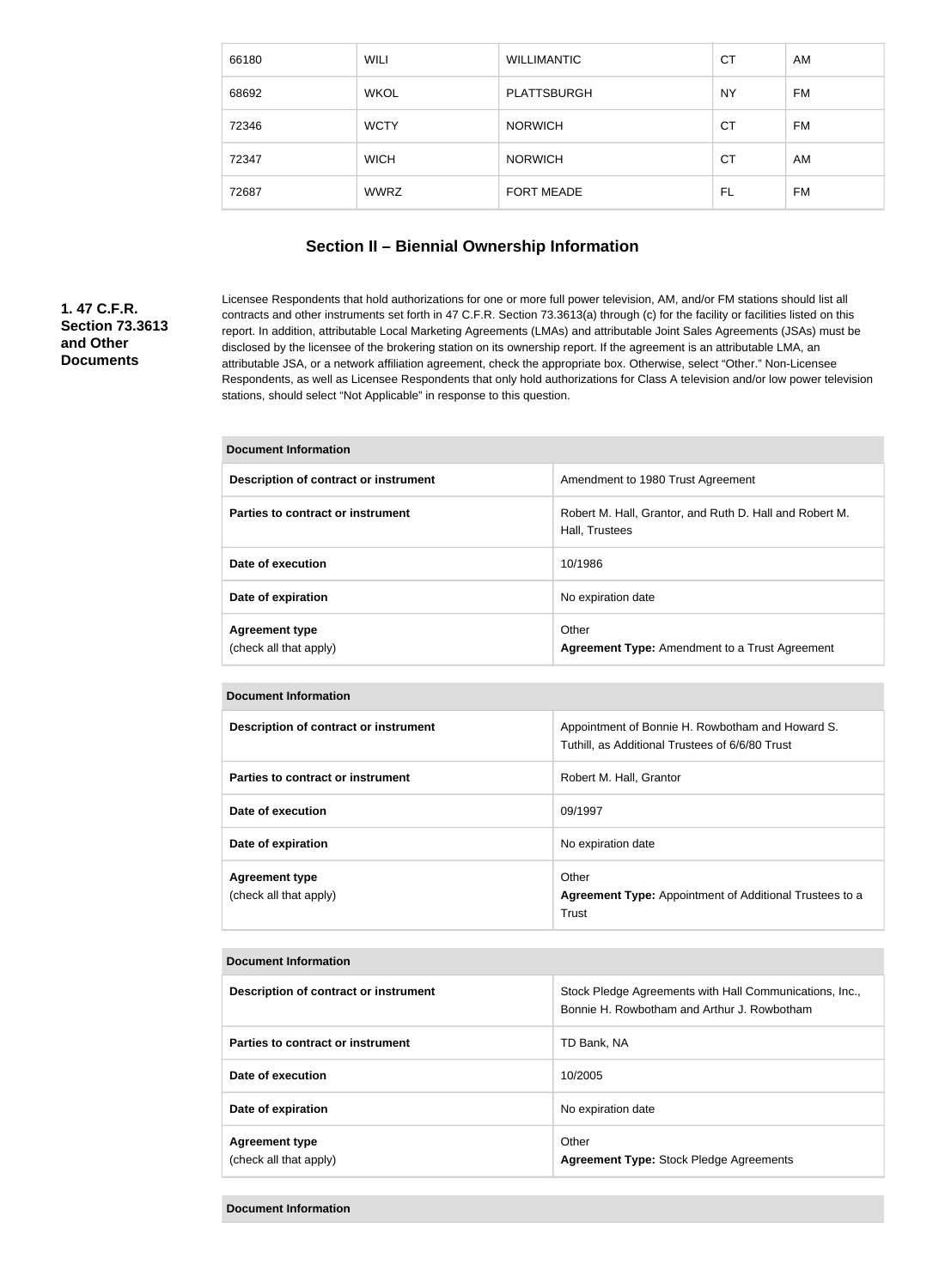| 66180 | WILI | WILLIMANTIC | CT | AM |
|---|---|---|---|---|
| 68692 | WKOL | PLATTSBURGH | NY | FM |
| 72346 | WCTY | NORWICH | CT | FM |
| 72347 | WICH | NORWICH | CT | AM |
| 72687 | WWRZ | FORT MEADE | FL | FM |

## Section II – Biennial Ownership Information

**1. 47 C.F.R. Section 73.3613 and Other Documents**

Licensee Respondents that hold authorizations for one or more full power television, AM, and/or FM stations should list all contracts and other instruments set forth in 47 C.F.R. Section 73.3613(a) through (c) for the facility or facilities listed on this report. In addition, attributable Local Marketing Agreements (LMAs) and attributable Joint Sales Agreements (JSAs) must be disclosed by the licensee of the brokering station on its ownership report. If the agreement is an attributable LMA, an attributable JSA, or a network affiliation agreement, check the appropriate box. Otherwise, select "Other." Non-Licensee Respondents, as well as Licensee Respondents that only hold authorizations for Class A television and/or low power television stations, should select "Not Applicable" in response to this question.

| Document Information | |
|---|---|
| **Description of contract or instrument** | Amendment to 1980 Trust Agreement |
| **Parties to contract or instrument** | Robert M. Hall, Grantor, and Ruth D. Hall and Robert M. Hall, Trustees |
| **Date of execution** | 10/1986 |
| **Date of expiration** | No expiration date |
| **Agreement type** (check all that apply) | Other **Agreement Type:** Amendment to a Trust Agreement |

| Document Information | |
|---|---|
| **Description of contract or instrument** | Appointment of Bonnie H. Rowbotham and Howard S. Tuthill, as Additional Trustees of 6/6/80 Trust |
| **Parties to contract or instrument** | Robert M. Hall, Grantor |
| **Date of execution** | 09/1997 |
| **Date of expiration** | No expiration date |
| **Agreement type** (check all that apply) | Other **Agreement Type:** Appointment of Additional Trustees to a Trust |

| Document Information | |
|---|---|
| **Description of contract or instrument** | Stock Pledge Agreements with Hall Communications, Inc., Bonnie H. Rowbotham and Arthur J. Rowbotham |
| **Parties to contract or instrument** | TD Bank, NA |
| **Date of execution** | 10/2005 |
| **Date of expiration** | No expiration date |
| **Agreement type** (check all that apply) | Other **Agreement Type:** Stock Pledge Agreements |

| Document Information |
|---|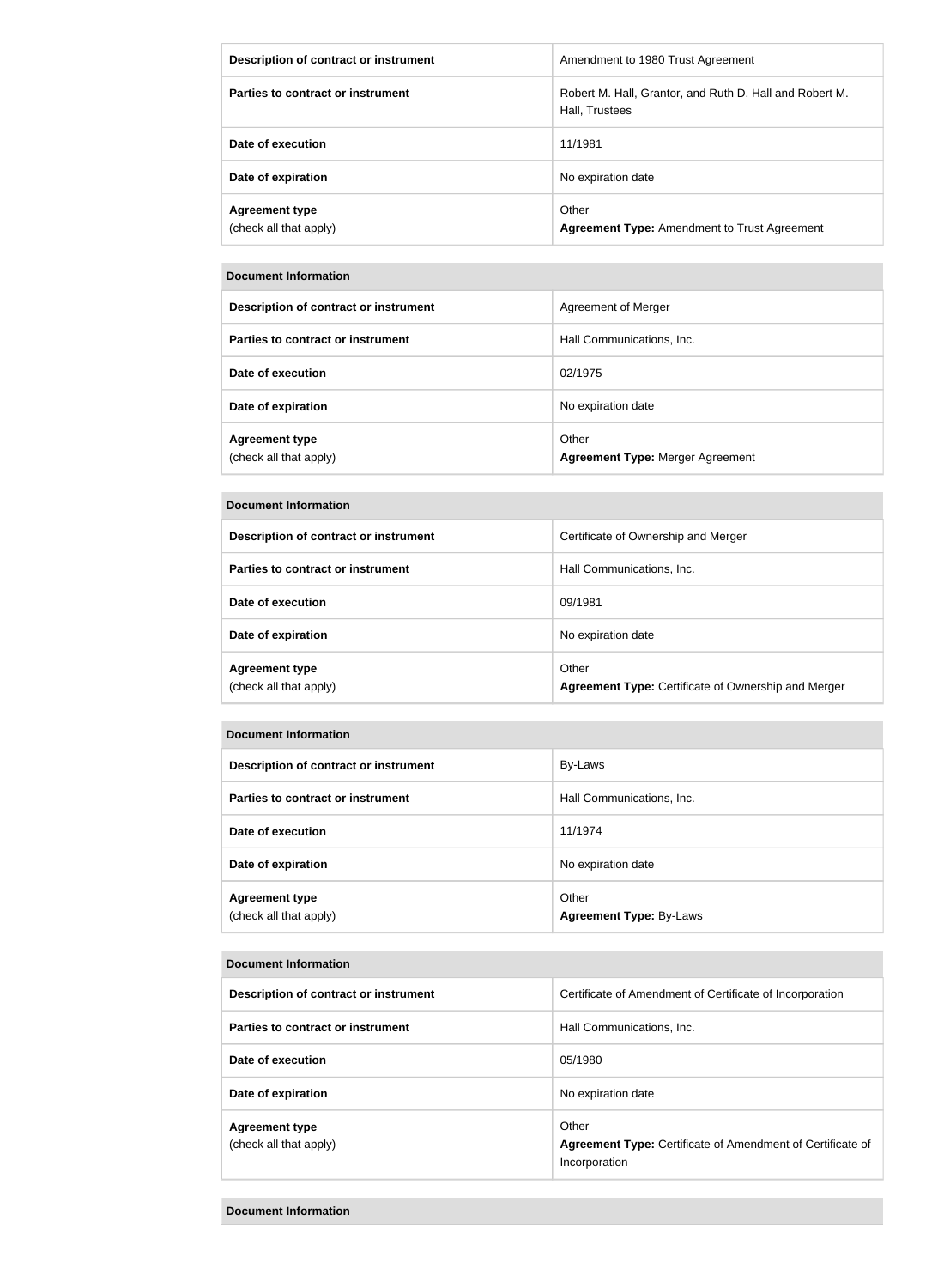| Description of contract or instrument | Amendment to 1980 Trust Agreement |
|---|---|
| Parties to contract or instrument | Robert M. Hall, Grantor, and Ruth D. Hall and Robert M. Hall, Trustees |
| Date of execution | 11/1981 |
| Date of expiration | No expiration date |
| **Agreement type** (check all that apply) | Other<br>**Agreement Type:** Amendment to Trust Agreement |

| Document Information | |
|---|---|
| **Description of contract or instrument** | Agreement of Merger |
| **Parties to contract or instrument** | Hall Communications, Inc. |
| **Date of execution** | 02/1975 |
| **Date of expiration** | No expiration date |
| **Agreement type** (check all that apply) | Other<br>**Agreement Type:** Merger Agreement |

| Document Information | |
|---|---|
| **Description of contract or instrument** | Certificate of Ownership and Merger |
| **Parties to contract or instrument** | Hall Communications, Inc. |
| **Date of execution** | 09/1981 |
| **Date of expiration** | No expiration date |
| **Agreement type** (check all that apply) | Other<br>**Agreement Type:** Certificate of Ownership and Merger |

| Document Information | |
|---|---|
| **Description of contract or instrument** | By-Laws |
| **Parties to contract or instrument** | Hall Communications, Inc. |
| **Date of execution** | 11/1974 |
| **Date of expiration** | No expiration date |
| **Agreement type** (check all that apply) | Other<br>**Agreement Type:** By-Laws |

| Document Information | |
|---|---|
| **Description of contract or instrument** | Certificate of Amendment of Certificate of Incorporation |
| **Parties to contract or instrument** | Hall Communications, Inc. |
| **Date of execution** | 05/1980 |
| **Date of expiration** | No expiration date |
| **Agreement type** (check all that apply) | Other<br>**Agreement Type:** Certificate of Amendment of Certificate of Incorporation |

| Document Information |
|---|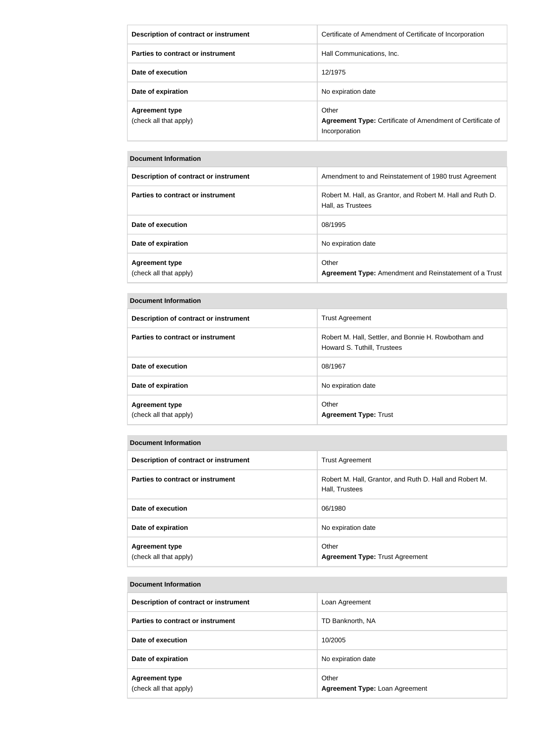| | |
|---|---|
| **Description of contract or instrument** | Certificate of Amendment of Certificate of Incorporation |
| **Parties to contract or instrument** | Hall Communications, Inc. |
| **Date of execution** | 12/1975 |
| **Date of expiration** | No expiration date |
| **Agreement type** (check all that apply) | Other **Agreement Type:** Certificate of Amendment of Certificate of Incorporation |

| **Document Information** | |
|---|---|
| **Description of contract or instrument** | Amendment to and Reinstatement of 1980 trust Agreement |
| **Parties to contract or instrument** | Robert M. Hall, as Grantor, and Robert M. Hall and Ruth D. Hall, as Trustees |
| **Date of execution** | 08/1995 |
| **Date of expiration** | No expiration date |
| **Agreement type** (check all that apply) | Other **Agreement Type:** Amendment and Reinstatement of a Trust |

| **Document Information** | |
|---|---|
| **Description of contract or instrument** | Trust Agreement |
| **Parties to contract or instrument** | Robert M. Hall, Settler, and Bonnie H. Rowbotham and Howard S. Tuthill, Trustees |
| **Date of execution** | 08/1967 |
| **Date of expiration** | No expiration date |
| **Agreement type** (check all that apply) | Other **Agreement Type:** Trust |

| **Document Information** | |
|---|---|
| **Description of contract or instrument** | Trust Agreement |
| **Parties to contract or instrument** | Robert M. Hall, Grantor, and Ruth D. Hall and Robert M. Hall, Trustees |
| **Date of execution** | 06/1980 |
| **Date of expiration** | No expiration date |
| **Agreement type** (check all that apply) | Other **Agreement Type:** Trust Agreement |

| **Document Information** | |
|---|---|
| **Description of contract or instrument** | Loan Agreement |
| **Parties to contract or instrument** | TD Banknorth, NA |
| **Date of execution** | 10/2005 |
| **Date of expiration** | No expiration date |
| **Agreement type** (check all that apply) | Other **Agreement Type:** Loan Agreement |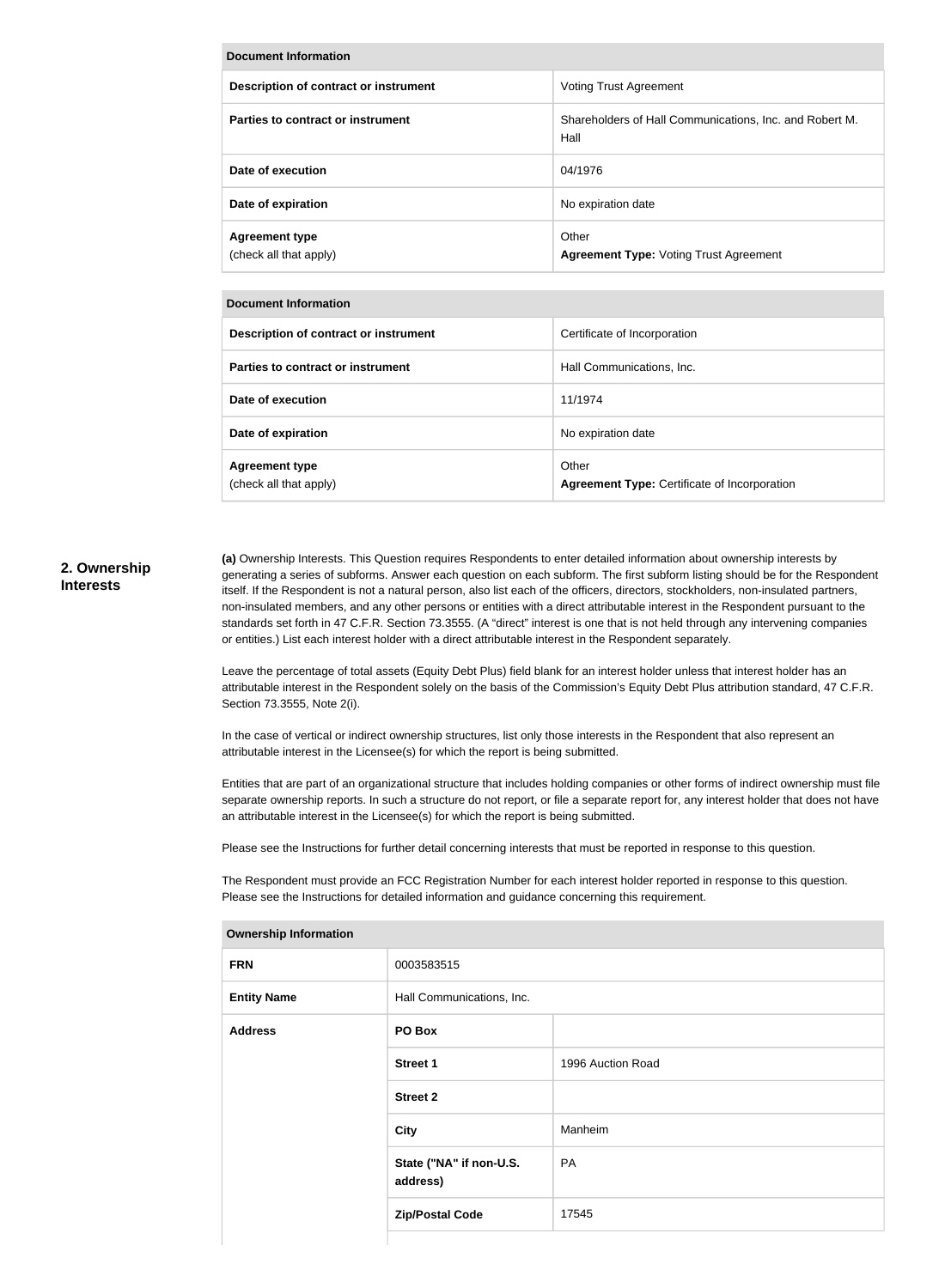| Document Information | |
|---|---|
| **Description of contract or instrument** | Voting Trust Agreement |
| **Parties to contract or instrument** | Shareholders of Hall Communications, Inc. and Robert M. Hall |
| **Date of execution** | 04/1976 |
| **Date of expiration** | No expiration date |
| **Agreement type** (check all that apply) | Other **Agreement Type:** Voting Trust Agreement |

| Document Information | |
|---|---|
| **Description of contract or instrument** | Certificate of Incorporation |
| **Parties to contract or instrument** | Hall Communications, Inc. |
| **Date of execution** | 11/1974 |
| **Date of expiration** | No expiration date |
| **Agreement type** (check all that apply) | Other **Agreement Type:** Certificate of Incorporation |

## 2. Ownership Interests

**(a)** Ownership Interests. This Question requires Respondents to enter detailed information about ownership interests by generating a series of subforms. Answer each question on each subform. The first subform listing should be for the Respondent itself. If the Respondent is not a natural person, also list each of the officers, directors, stockholders, non-insulated partners, non-insulated members, and any other persons or entities with a direct attributable interest in the Respondent pursuant to the standards set forth in 47 C.F.R. Section 73.3555. (A "direct" interest is one that is not held through any intervening companies or entities.) List each interest holder with a direct attributable interest in the Respondent separately.

Leave the percentage of total assets (Equity Debt Plus) field blank for an interest holder unless that interest holder has an attributable interest in the Respondent solely on the basis of the Commission's Equity Debt Plus attribution standard, 47 C.F.R. Section 73.3555, Note 2(i).

In the case of vertical or indirect ownership structures, list only those interests in the Respondent that also represent an attributable interest in the Licensee(s) for which the report is being submitted.

Entities that are part of an organizational structure that includes holding companies or other forms of indirect ownership must file separate ownership reports. In such a structure do not report, or file a separate report for, any interest holder that does not have an attributable interest in the Licensee(s) for which the report is being submitted.

Please see the Instructions for further detail concerning interests that must be reported in response to this question.

The Respondent must provide an FCC Registration Number for each interest holder reported in response to this question. Please see the Instructions for detailed information and guidance concerning this requirement.

| Ownership Information | | |
|---|---|---|
| **FRN** | 0003583515 | |
| **Entity Name** | Hall Communications, Inc. | |
| **Address** | **PO Box** | |
| | **Street 1** | 1996 Auction Road |
| | **Street 2** | |
| | **City** | Manheim |
| | **State ("NA" if non-U.S. address)** | PA |
| | **Zip/Postal Code** | 17545 |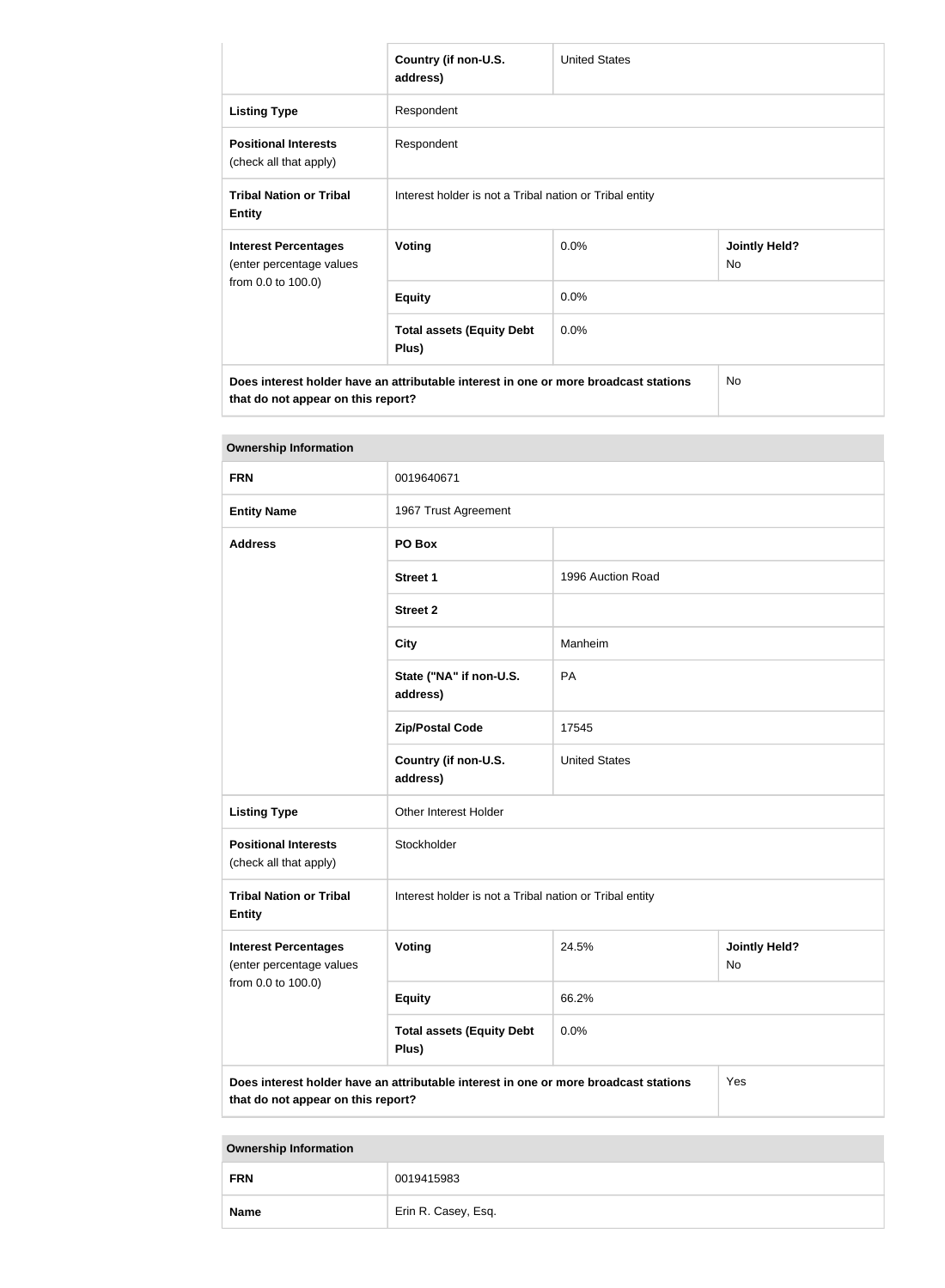| | Country (if non-U.S. address) | United States | |
|---|---|---|---|
| **Listing Type** | Respondent | | |
| **Positional Interests** (check all that apply) | Respondent | | |
| **Tribal Nation or Tribal Entity** | Interest holder is not a Tribal nation or Tribal entity | | |
| **Interest Percentages** (enter percentage values from 0.0 to 100.0) | **Voting** | 0.0% | **Jointly Held?** No |
| | **Equity** | 0.0% | |
| | **Total assets (Equity Debt Plus)** | 0.0% | |
| **Does interest holder have an attributable interest in one or more broadcast stations that do not appear on this report?** | | | No |

| **Ownership Information** | | | |
|---|---|---|---|
| **FRN** | 0019640671 | | |
| **Entity Name** | 1967 Trust Agreement | | |
| **Address** | **PO Box** | | |
| | **Street 1** | 1996 Auction Road | |
| | **Street 2** | | |
| | **City** | Manheim | |
| | **State ("NA" if non-U.S. address)** | PA | |
| | **Zip/Postal Code** | 17545 | |
| | **Country (if non-U.S. address)** | United States | |
| **Listing Type** | Other Interest Holder | | |
| **Positional Interests** (check all that apply) | Stockholder | | |
| **Tribal Nation or Tribal Entity** | Interest holder is not a Tribal nation or Tribal entity | | |
| **Interest Percentages** (enter percentage values from 0.0 to 100.0) | **Voting** | 24.5% | **Jointly Held?** No |
| | **Equity** | 66.2% | |
| | **Total assets (Equity Debt Plus)** | 0.0% | |
| **Does interest holder have an attributable interest in one or more broadcast stations that do not appear on this report?** | | | Yes |

| **Ownership Information** | |
|---|---|
| **FRN** | 0019415983 |
| **Name** | Erin R. Casey, Esq. |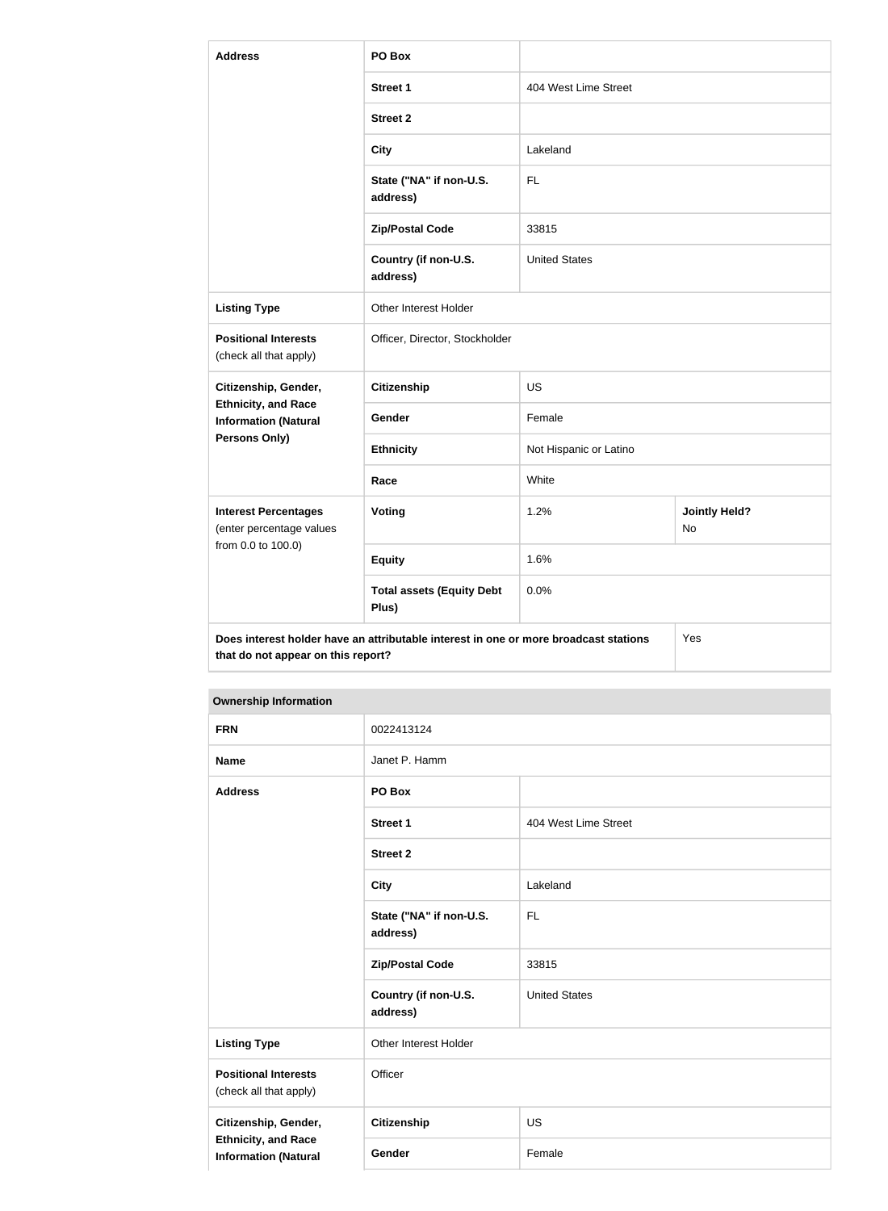| Address | PO Box | | |
|---|---|---|---|
| | Street 1 | 404 West Lime Street | |
| | Street 2 | | |
| | City | Lakeland | |
| | State ("NA" if non-U.S. address) | FL | |
| | Zip/Postal Code | 33815 | |
| | Country (if non-U.S. address) | United States | |
| Listing Type | Other Interest Holder | | |
| Positional Interests (check all that apply) | Officer, Director, Stockholder | | |
| Citizenship, Gender, Ethnicity, and Race Information (Natural Persons Only) | Citizenship | US | |
| | Gender | Female | |
| | Ethnicity | Not Hispanic or Latino | |
| | Race | White | |
| Interest Percentages (enter percentage values from 0.0 to 100.0) | Voting | 1.2% | Jointly Held? No |
| | Equity | 1.6% | |
| | Total assets (Equity Debt Plus) | 0.0% | |
| Does interest holder have an attributable interest in one or more broadcast stations that do not appear on this report? | | | Yes |

| Ownership Information | | |
|---|---|---|
| FRN | 0022413124 | |
| Name | Janet P. Hamm | |
| Address | PO Box | |
| | Street 1 | 404 West Lime Street |
| | Street 2 | |
| | City | Lakeland |
| | State ("NA" if non-U.S. address) | FL |
| | Zip/Postal Code | 33815 |
| | Country (if non-U.S. address) | United States |
| Listing Type | Other Interest Holder | |
| Positional Interests (check all that apply) | Officer | |
| Citizenship, Gender, Ethnicity, and Race Information (Natural | Citizenship | US |
| | Gender | Female |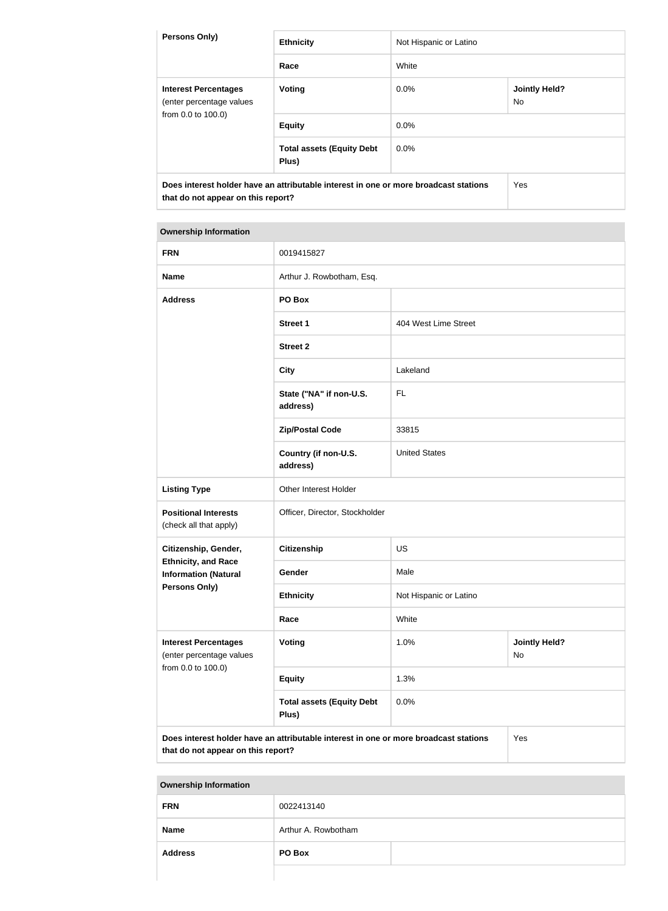| Persons Only) | Ethnicity | Not Hispanic or Latino | |
|---|---|---|---|
| | Race | White | |
| Interest Percentages (enter percentage values from 0.0 to 100.0) | Voting | 0.0% | Jointly Held? No |
| | Equity | 0.0% | |
| | Total assets (Equity Debt Plus) | 0.0% | |
| Does interest holder have an attributable interest in one or more broadcast stations that do not appear on this report? | | | Yes |

| Ownership Information | | | |
|---|---|---|---|
| FRN | 0019415827 | | |
| Name | Arthur J. Rowbotham, Esq. | | |
| Address | PO Box | | |
| | Street 1 | 404 West Lime Street | |
| | Street 2 | | |
| | City | Lakeland | |
| | State ("NA" if non-U.S. address) | FL | |
| | Zip/Postal Code | 33815 | |
| | Country (if non-U.S. address) | United States | |
| Listing Type | Other Interest Holder | | |
| Positional Interests (check all that apply) | Officer, Director, Stockholder | | |
| Citizenship, Gender, Ethnicity, and Race Information (Natural Persons Only) | Citizenship | US | |
| | Gender | Male | |
| | Ethnicity | Not Hispanic or Latino | |
| | Race | White | |
| Interest Percentages (enter percentage values from 0.0 to 100.0) | Voting | 1.0% | Jointly Held? No |
| | Equity | 1.3% | |
| | Total assets (Equity Debt Plus) | 0.0% | |
| Does interest holder have an attributable interest in one or more broadcast stations that do not appear on this report? | | | Yes |

| Ownership Information | | |
|---|---|---|
| FRN | 0022413140 | |
| Name | Arthur A. Rowbotham | |
| Address | PO Box | |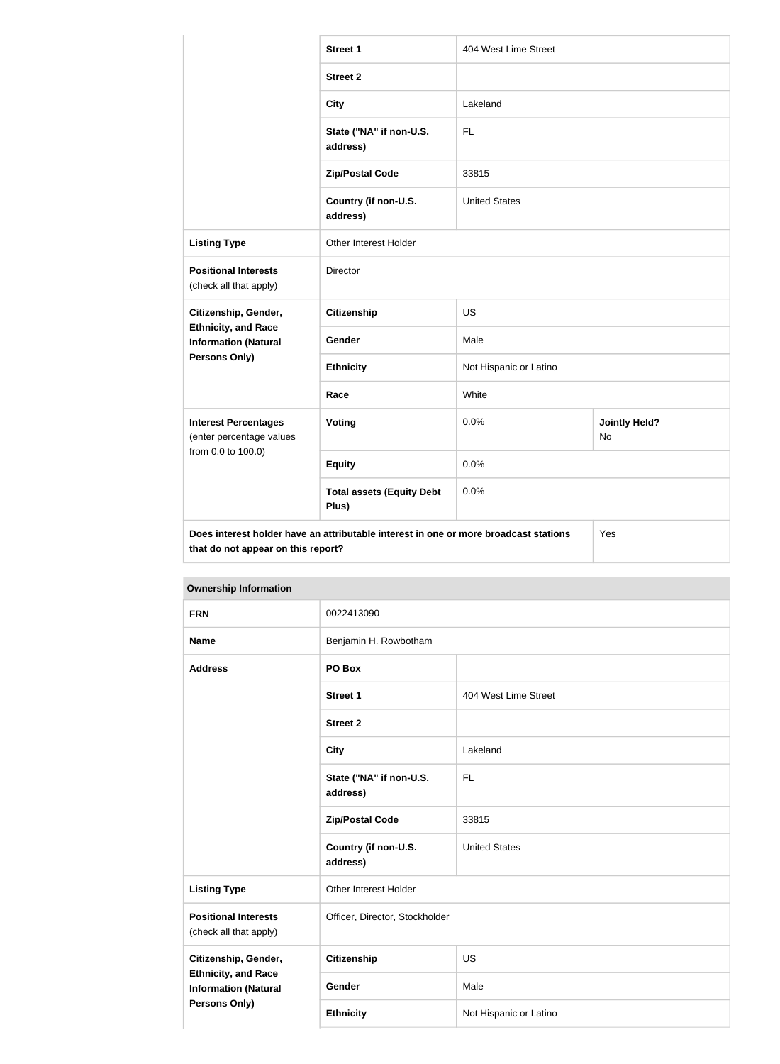| | | | |
|---|---|---|---|
| | **Street 1** | 404 West Lime Street | |
| | **Street 2** | | |
| | **City** | Lakeland | |
| | **State ("NA" if non-U.S. address)** | FL | |
| | **Zip/Postal Code** | 33815 | |
| | **Country (if non-U.S. address)** | United States | |
| **Listing Type** | Other Interest Holder | | |
| **Positional Interests** (check all that apply) | Director | | |
| **Citizenship, Gender, Ethnicity, and Race Information (Natural Persons Only)** | **Citizenship** | US | |
| | **Gender** | Male | |
| | **Ethnicity** | Not Hispanic or Latino | |
| | **Race** | White | |
| **Interest Percentages** (enter percentage values from 0.0 to 100.0) | **Voting** | 0.0% | **Jointly Held?** No |
| | **Equity** | 0.0% | |
| | **Total assets (Equity Debt Plus)** | 0.0% | |
| **Does interest holder have an attributable interest in one or more broadcast stations that do not appear on this report?** | | | Yes |

**Ownership Information**

| | | |
|---|---|---|
| **FRN** | 0022413090 | |
| **Name** | Benjamin H. Rowbotham | |
| **Address** | **PO Box** | |
| | **Street 1** | 404 West Lime Street |
| | **Street 2** | |
| | **City** | Lakeland |
| | **State ("NA" if non-U.S. address)** | FL |
| | **Zip/Postal Code** | 33815 |
| | **Country (if non-U.S. address)** | United States |
| **Listing Type** | Other Interest Holder | |
| **Positional Interests** (check all that apply) | Officer, Director, Stockholder | |
| **Citizenship, Gender, Ethnicity, and Race Information (Natural Persons Only)** | **Citizenship** | US |
| | **Gender** | Male |
| | **Ethnicity** | Not Hispanic or Latino |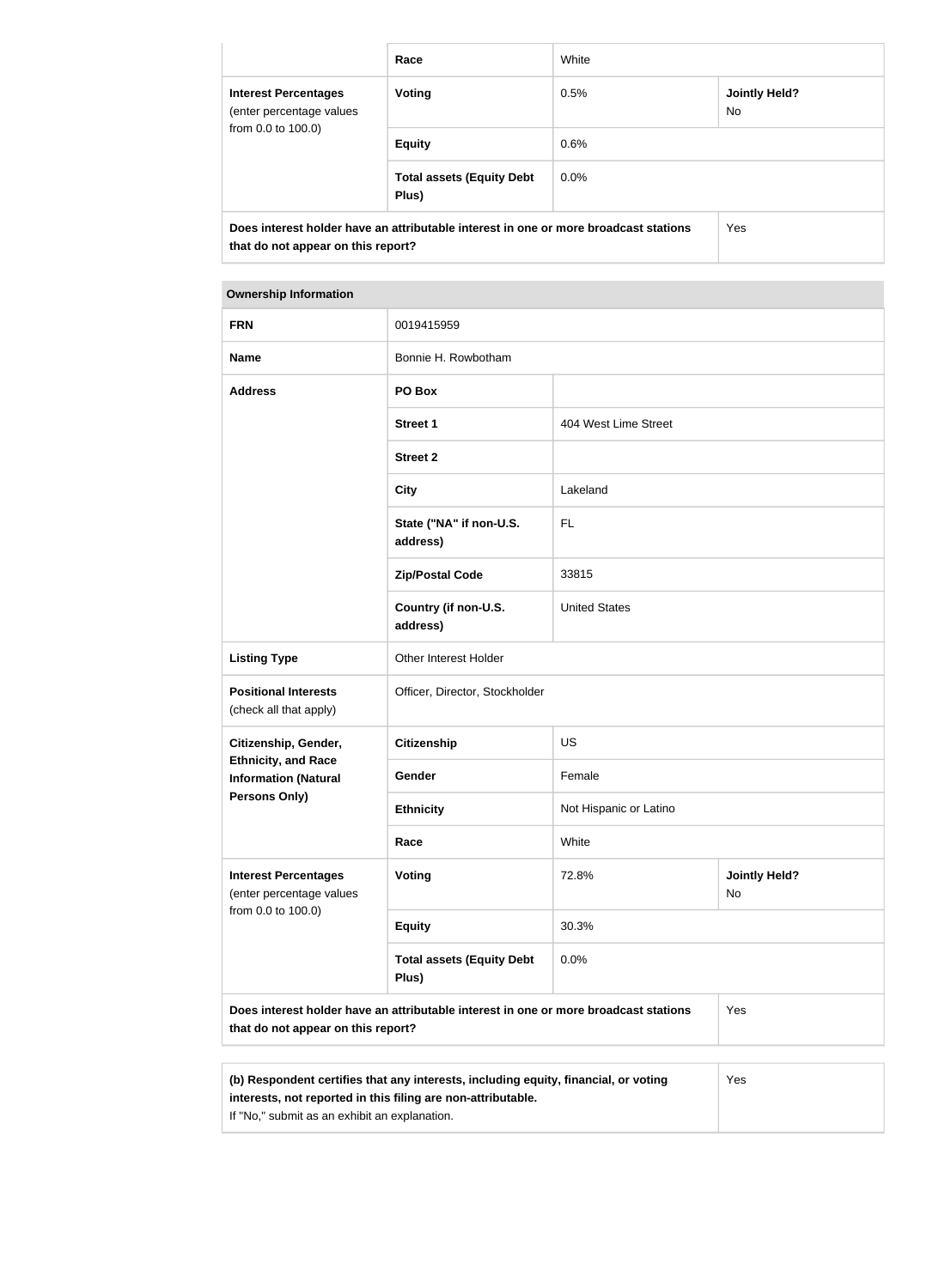| | Race | White | |
|---|---|---|---|
| **Interest Percentages** (enter percentage values from 0.0 to 100.0) | **Voting** | 0.5% | **Jointly Held?** No |
| | **Equity** | 0.6% | |
| | **Total assets (Equity Debt Plus)** | 0.0% | |
| **Does interest holder have an attributable interest in one or more broadcast stations that do not appear on this report?** | | | Yes |

| **Ownership Information** | | | |
|---|---|---|---|
| **FRN** | 0019415959 | | |
| **Name** | Bonnie H. Rowbotham | | |
| **Address** | **PO Box** | | |
| | **Street 1** | 404 West Lime Street | |
| | **Street 2** | | |
| | **City** | Lakeland | |
| | **State ("NA" if non-U.S. address)** | FL | |
| | **Zip/Postal Code** | 33815 | |
| | **Country (if non-U.S. address)** | United States | |
| **Listing Type** | Other Interest Holder | | |
| **Positional Interests** (check all that apply) | Officer, Director, Stockholder | | |
| **Citizenship, Gender, Ethnicity, and Race Information (Natural Persons Only)** | **Citizenship** | US | |
| | **Gender** | Female | |
| | **Ethnicity** | Not Hispanic or Latino | |
| | **Race** | White | |
| **Interest Percentages** (enter percentage values from 0.0 to 100.0) | **Voting** | 72.8% | **Jointly Held?** No |
| | **Equity** | 30.3% | |
| | **Total assets (Equity Debt Plus)** | 0.0% | |
| **Does interest holder have an attributable interest in one or more broadcast stations that do not appear on this report?** | | | Yes |

| **(b) Respondent certifies that any interests, including equity, financial, or voting interests, not reported in this filing are non-attributable.** If "No," submit as an exhibit an explanation. | Yes |
|---|---|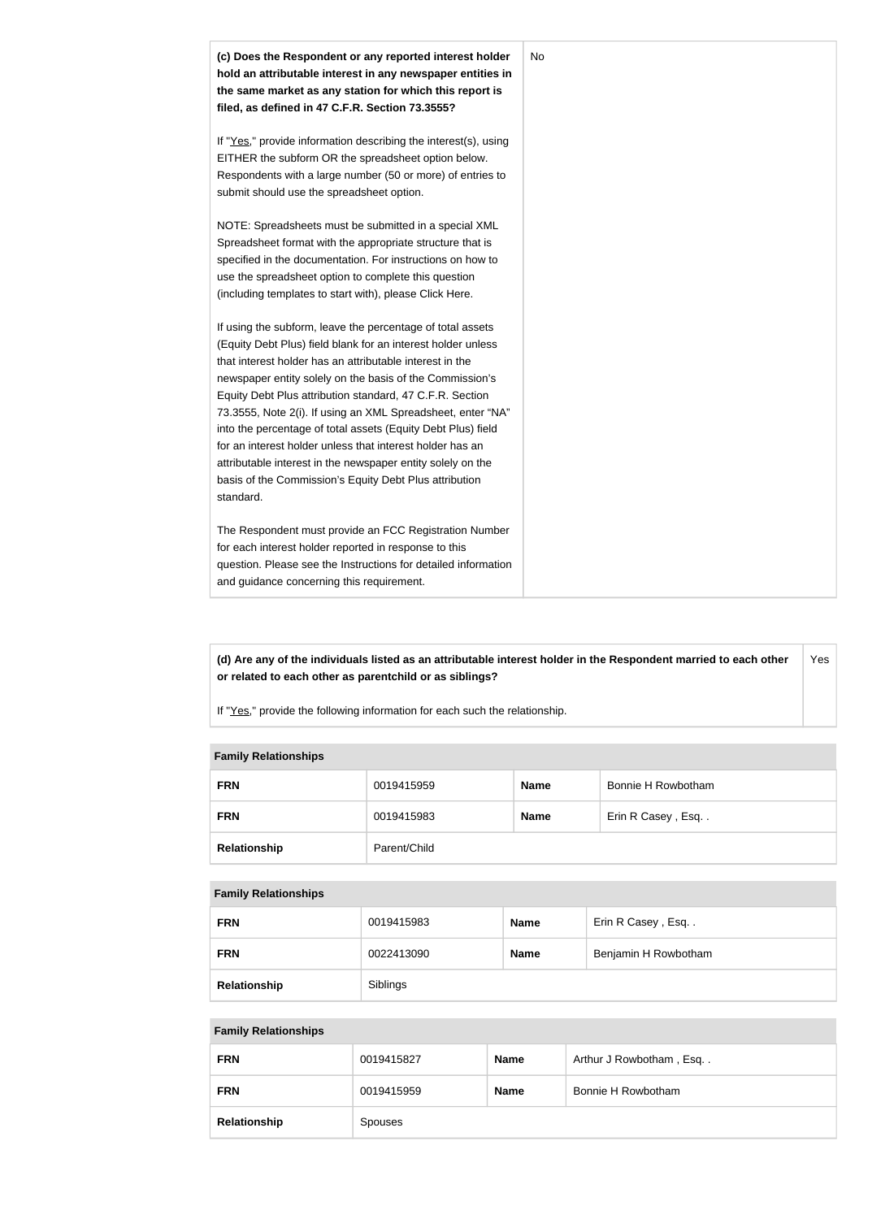| **(c) Does the Respondent or any reported interest holder hold an attributable interest in any newspaper entities in the same market as any station for which this report is filed, as defined in 47 C.F.R. Section 73.3555?**<br><br>If "Yes," provide information describing the interest(s), using EITHER the subform OR the spreadsheet option below. Respondents with a large number (50 or more) of entries to submit should use the spreadsheet option.<br><br>NOTE: Spreadsheets must be submitted in a special XML Spreadsheet format with the appropriate structure that is specified in the documentation. For instructions on how to use the spreadsheet option to complete this question (including templates to start with), please Click Here.<br><br>If using the subform, leave the percentage of total assets (Equity Debt Plus) field blank for an interest holder unless that interest holder has an attributable interest in the newspaper entity solely on the basis of the Commission's Equity Debt Plus attribution standard, 47 C.F.R. Section 73.3555, Note 2(i). If using an XML Spreadsheet, enter "NA" into the percentage of total assets (Equity Debt Plus) field for an interest holder unless that interest holder has an attributable interest in the newspaper entity solely on the basis of the Commission's Equity Debt Plus attribution standard.<br><br>The Respondent must provide an FCC Registration Number for each interest holder reported in response to this question. Please see the Instructions for detailed information and guidance concerning this requirement. | No |
|---|---|

| **(d) Are any of the individuals listed as an attributable interest holder in the Respondent married to each other or related to each other as parentchild or as siblings?**<br><br>If "Yes," provide the following information for each such the relationship. | Yes |
|---|---|

**Family Relationships**

| **FRN** | 0019415959 | **Name** | Bonnie H Rowbotham |
|---|---|---|---|
| **FRN** | 0019415983 | **Name** | Erin R Casey , Esq. . |
| **Relationship** | Parent/Child | | |

**Family Relationships**

| **FRN** | 0019415983 | **Name** | Erin R Casey , Esq. . |
|---|---|---|---|
| **FRN** | 0022413090 | **Name** | Benjamin H Rowbotham |
| **Relationship** | Siblings | | |

**Family Relationships**

| **FRN** | 0019415827 | **Name** | Arthur J Rowbotham , Esq. . |
|---|---|---|---|
| **FRN** | 0019415959 | **Name** | Bonnie H Rowbotham |
| **Relationship** | Spouses | | |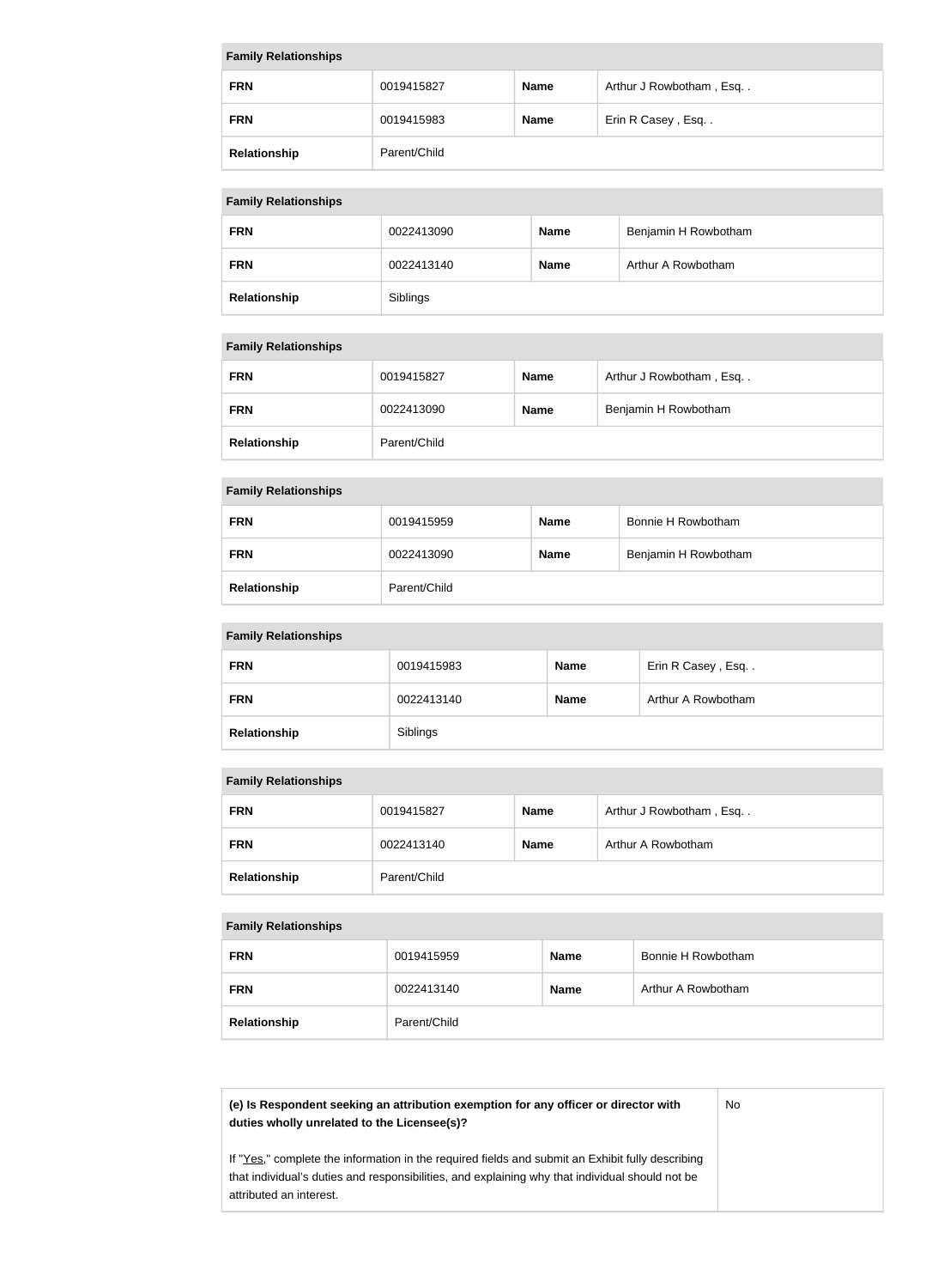| Family Relationships | | | |
|---|---|---|---|
| FRN | 0019415827 | Name | Arthur J Rowbotham , Esq. . |
| FRN | 0019415983 | Name | Erin R Casey , Esq. . |
| Relationship | Parent/Child | | |

| Family Relationships | | | |
|---|---|---|---|
| FRN | 0022413090 | Name | Benjamin H Rowbotham |
| FRN | 0022413140 | Name | Arthur A Rowbotham |
| Relationship | Siblings | | |

| Family Relationships | | | |
|---|---|---|---|
| FRN | 0019415827 | Name | Arthur J Rowbotham , Esq. . |
| FRN | 0022413090 | Name | Benjamin H Rowbotham |
| Relationship | Parent/Child | | |

| Family Relationships | | | |
|---|---|---|---|
| FRN | 0019415959 | Name | Bonnie H Rowbotham |
| FRN | 0022413090 | Name | Benjamin H Rowbotham |
| Relationship | Parent/Child | | |

| Family Relationships | | | |
|---|---|---|---|
| FRN | 0019415983 | Name | Erin R Casey , Esq. . |
| FRN | 0022413140 | Name | Arthur A Rowbotham |
| Relationship | Siblings | | |

| Family Relationships | | | |
|---|---|---|---|
| FRN | 0019415827 | Name | Arthur J Rowbotham , Esq. . |
| FRN | 0022413140 | Name | Arthur A Rowbotham |
| Relationship | Parent/Child | | |

| Family Relationships | | | |
|---|---|---|---|
| FRN | 0019415959 | Name | Bonnie H Rowbotham |
| FRN | 0022413140 | Name | Arthur A Rowbotham |
| Relationship | Parent/Child | | |

| (e) Is Respondent seeking an attribution exemption for any officer or director with duties wholly unrelated to the Licensee(s)?<br><br>If "Yes," complete the information in the required fields and submit an Exhibit fully describing that individual's duties and responsibilities, and explaining why that individual should not be attributed an interest. | No |
|---|---|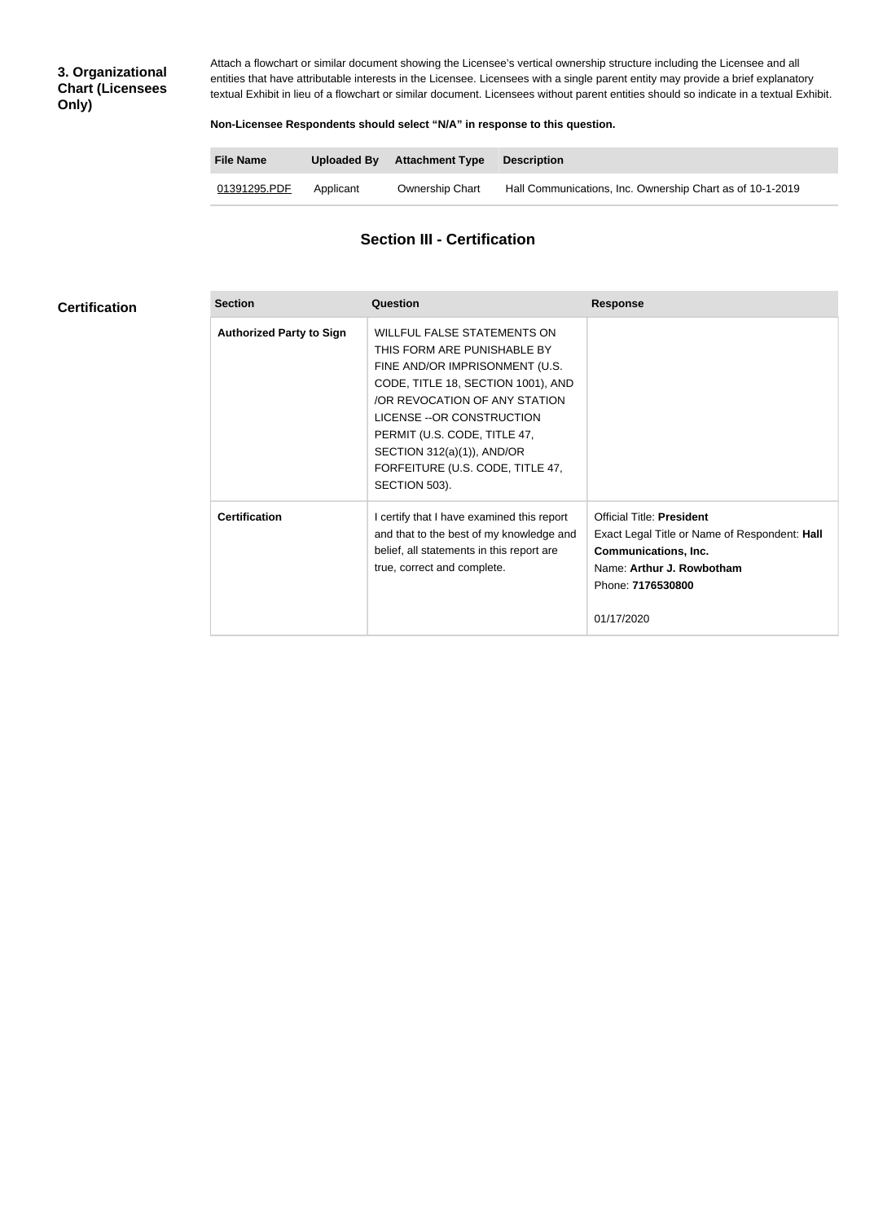### 3. Organizational Chart (Licensees Only)

Attach a flowchart or similar document showing the Licensee's vertical ownership structure including the Licensee and all entities that have attributable interests in the Licensee. Licensees with a single parent entity may provide a brief explanatory textual Exhibit in lieu of a flowchart or similar document. Licensees without parent entities should so indicate in a textual Exhibit.

**Non-Licensee Respondents should select "N/A" in response to this question.**

| File Name | Uploaded By | Attachment Type | Description |
|---|---|---|---|
| 01391295.PDF | Applicant | Ownership Chart | Hall Communications, Inc. Ownership Chart as of 10-1-2019 |

## Section III - Certification

### Certification

| Section | Question | Response |
|---|---|---|
| **Authorized Party to Sign** | WILLFUL FALSE STATEMENTS ON THIS FORM ARE PUNISHABLE BY FINE AND/OR IMPRISONMENT (U.S. CODE, TITLE 18, SECTION 1001), AND /OR REVOCATION OF ANY STATION LICENSE --OR CONSTRUCTION PERMIT (U.S. CODE, TITLE 47, SECTION 312(a)(1)), AND/OR FORFEITURE (U.S. CODE, TITLE 47, SECTION 503). | |
| **Certification** | I certify that I have examined this report and that to the best of my knowledge and belief, all statements in this report are true, correct and complete. | Official Title: **President**<br>Exact Legal Title or Name of Respondent: **Hall Communications, Inc.**<br>Name: **Arthur J. Rowbotham**<br>Phone: **7176530800**<br><br>01/17/2020 |